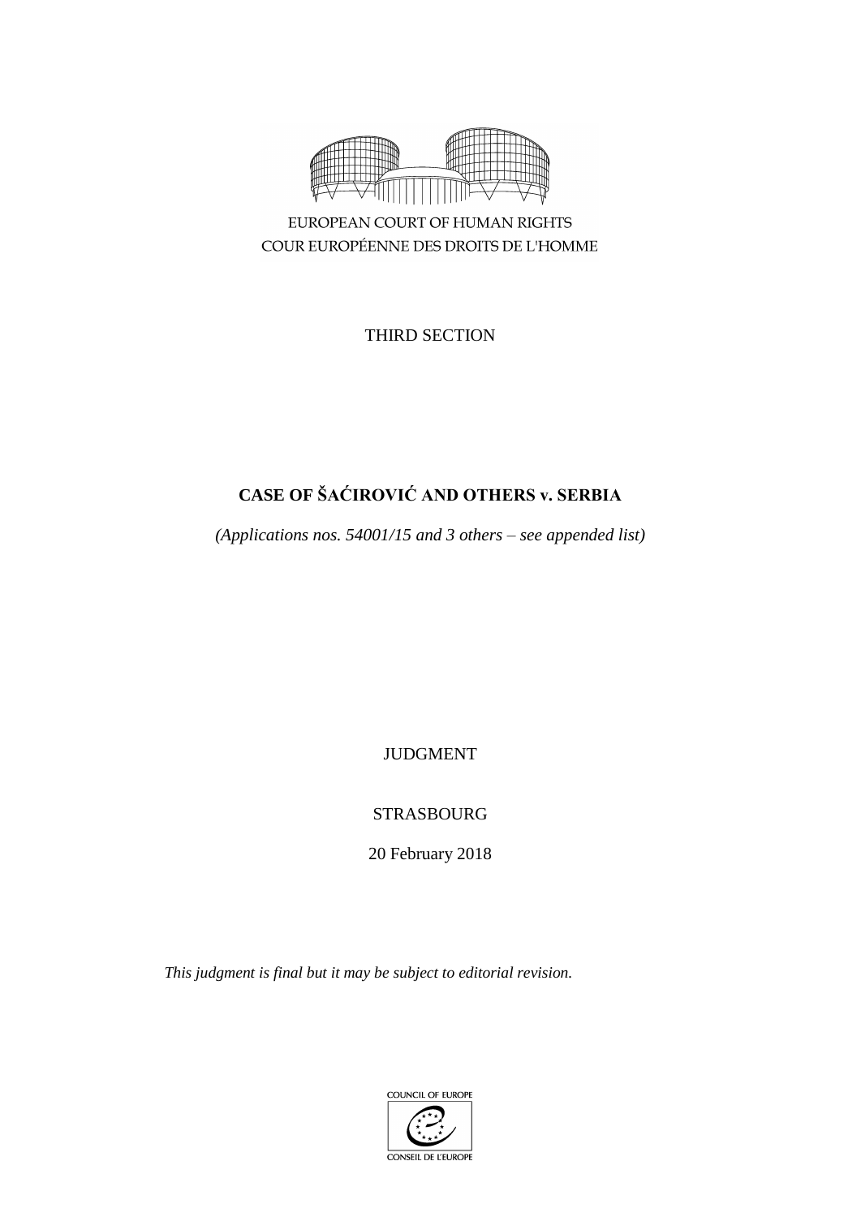EUROPEAN COURT OF HUMAN RIGHTS
COUR EUROPÉENNE DES DROITS DE L'HOMME

THIRD SECTION

# CASE OF ŠAĆIROVIĆ AND OTHERS v. SERBIA

*(Applications nos. 54001/15 and 3 others – see appended list)*

JUDGMENT

STRASBOURG

20 February 2018

*This judgment is final but it may be subject to editorial revision.*

COUNCIL OF EUROPE
CONSEIL DE L'EUROPE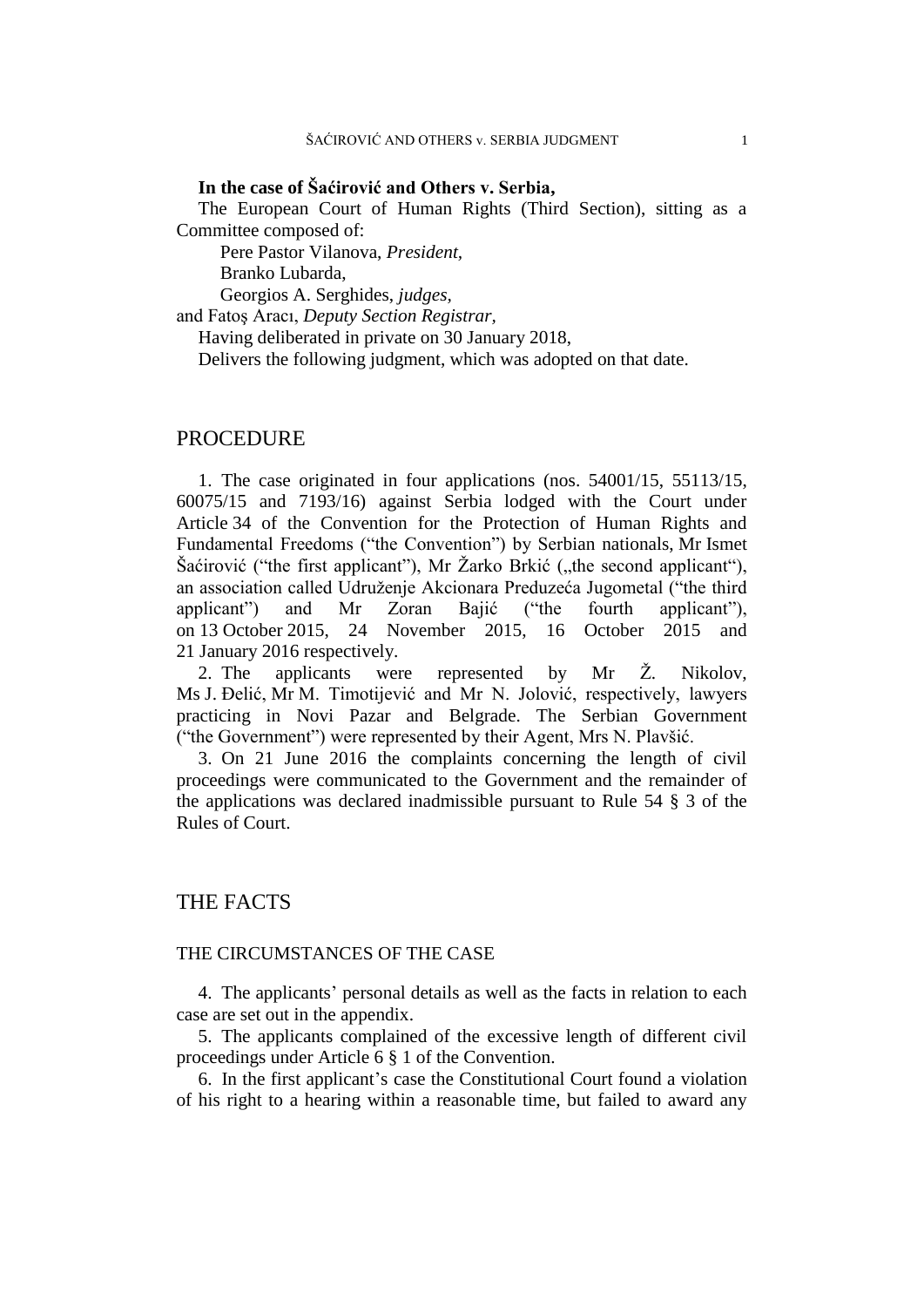**In the case of Šaćirović and Others v. Serbia,**

The European Court of Human Rights (Third Section), sitting as a Committee composed of:

Pere Pastor Vilanova, *President,*
Branko Lubarda,
Georgios A. Serghides, *judges,*
and Fatoş Aracı, *Deputy Section Registrar,*

Having deliberated in private on 30 January 2018,

Delivers the following judgment, which was adopted on that date.

# PROCEDURE

1. The case originated in four applications (nos. 54001/15, 55113/15, 60075/15 and 7193/16) against Serbia lodged with the Court under Article 34 of the Convention for the Protection of Human Rights and Fundamental Freedoms ("the Convention") by Serbian nationals, Mr Ismet Šaćirović ("the first applicant"), Mr Žarko Brkić („the second applicant"), an association called Udruženje Akcionara Preduzeća Jugometal ("the third applicant") and Mr Zoran Bajić ("the fourth applicant"), on 13 October 2015, 24 November 2015, 16 October 2015 and 21 January 2016 respectively.

2. The applicants were represented by Mr Ž. Nikolov, Ms J. Đelić, Mr M. Timotijević and Mr N. Jolović, respectively, lawyers practicing in Novi Pazar and Belgrade. The Serbian Government ("the Government") were represented by their Agent, Mrs N. Plavšić.

3. On 21 June 2016 the complaints concerning the length of civil proceedings were communicated to the Government and the remainder of the applications was declared inadmissible pursuant to Rule 54 § 3 of the Rules of Court.

# THE FACTS

## THE CIRCUMSTANCES OF THE CASE

4. The applicants' personal details as well as the facts in relation to each case are set out in the appendix.

5. The applicants complained of the excessive length of different civil proceedings under Article 6 § 1 of the Convention.

6. In the first applicant's case the Constitutional Court found a violation of his right to a hearing within a reasonable time, but failed to award any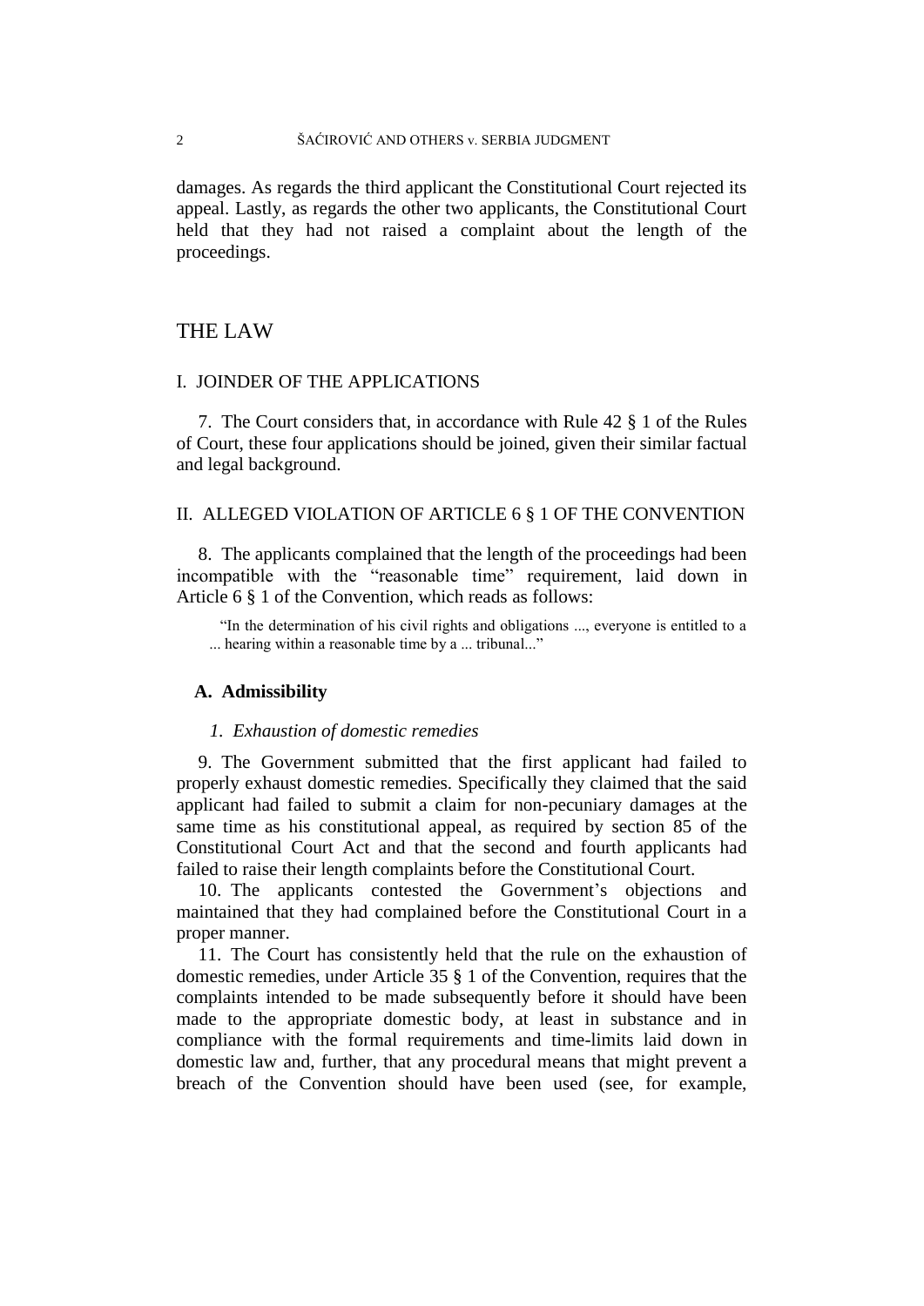damages. As regards the third applicant the Constitutional Court rejected its appeal. Lastly, as regards the other two applicants, the Constitutional Court held that they had not raised a complaint about the length of the proceedings.

# THE LAW

## I. JOINDER OF THE APPLICATIONS

7. The Court considers that, in accordance with Rule 42 § 1 of the Rules of Court, these four applications should be joined, given their similar factual and legal background.

## II. ALLEGED VIOLATION OF ARTICLE 6 § 1 OF THE CONVENTION

8. The applicants complained that the length of the proceedings had been incompatible with the "reasonable time" requirement, laid down in Article 6 § 1 of the Convention, which reads as follows:

> "In the determination of his civil rights and obligations ..., everyone is entitled to a ... hearing within a reasonable time by a ... tribunal..."

### A. Admissibility

#### *1. Exhaustion of domestic remedies*

9. The Government submitted that the first applicant had failed to properly exhaust domestic remedies. Specifically they claimed that the said applicant had failed to submit a claim for non-pecuniary damages at the same time as his constitutional appeal, as required by section 85 of the Constitutional Court Act and that the second and fourth applicants had failed to raise their length complaints before the Constitutional Court.

10. The applicants contested the Government's objections and maintained that they had complained before the Constitutional Court in a proper manner.

11. The Court has consistently held that the rule on the exhaustion of domestic remedies, under Article 35 § 1 of the Convention, requires that the complaints intended to be made subsequently before it should have been made to the appropriate domestic body, at least in substance and in compliance with the formal requirements and time-limits laid down in domestic law and, further, that any procedural means that might prevent a breach of the Convention should have been used (see, for example,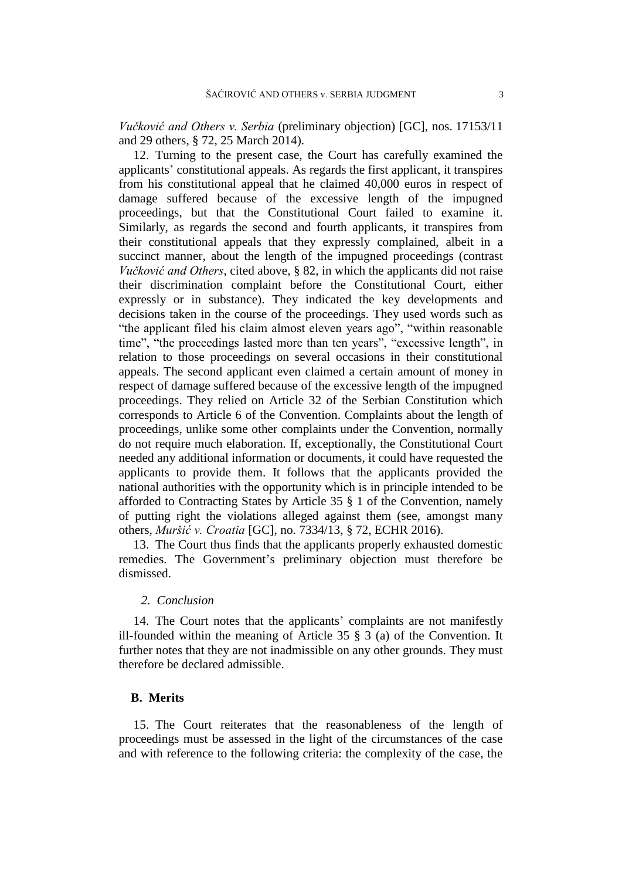*Vučković and Others v. Serbia* (preliminary objection) [GC], nos. 17153/11 and 29 others, § 72, 25 March 2014).

12. Turning to the present case, the Court has carefully examined the applicants' constitutional appeals. As regards the first applicant, it transpires from his constitutional appeal that he claimed 40,000 euros in respect of damage suffered because of the excessive length of the impugned proceedings, but that the Constitutional Court failed to examine it. Similarly, as regards the second and fourth applicants, it transpires from their constitutional appeals that they expressly complained, albeit in a succinct manner, about the length of the impugned proceedings (contrast *Vučković and Others*, cited above, § 82, in which the applicants did not raise their discrimination complaint before the Constitutional Court, either expressly or in substance). They indicated the key developments and decisions taken in the course of the proceedings. They used words such as "the applicant filed his claim almost eleven years ago", "within reasonable time", "the proceedings lasted more than ten years", "excessive length", in relation to those proceedings on several occasions in their constitutional appeals. The second applicant even claimed a certain amount of money in respect of damage suffered because of the excessive length of the impugned proceedings. They relied on Article 32 of the Serbian Constitution which corresponds to Article 6 of the Convention. Complaints about the length of proceedings, unlike some other complaints under the Convention, normally do not require much elaboration. If, exceptionally, the Constitutional Court needed any additional information or documents, it could have requested the applicants to provide them. It follows that the applicants provided the national authorities with the opportunity which is in principle intended to be afforded to Contracting States by Article 35 § 1 of the Convention, namely of putting right the violations alleged against them (see, amongst many others, *Muršić v. Croatia* [GC], no. 7334/13, § 72, ECHR 2016).

13. The Court thus finds that the applicants properly exhausted domestic remedies. The Government's preliminary objection must therefore be dismissed.

### *2. Conclusion*

14. The Court notes that the applicants' complaints are not manifestly ill-founded within the meaning of Article 35 § 3 (a) of the Convention. It further notes that they are not inadmissible on any other grounds. They must therefore be declared admissible.

## **B. Merits**

15. The Court reiterates that the reasonableness of the length of proceedings must be assessed in the light of the circumstances of the case and with reference to the following criteria: the complexity of the case, the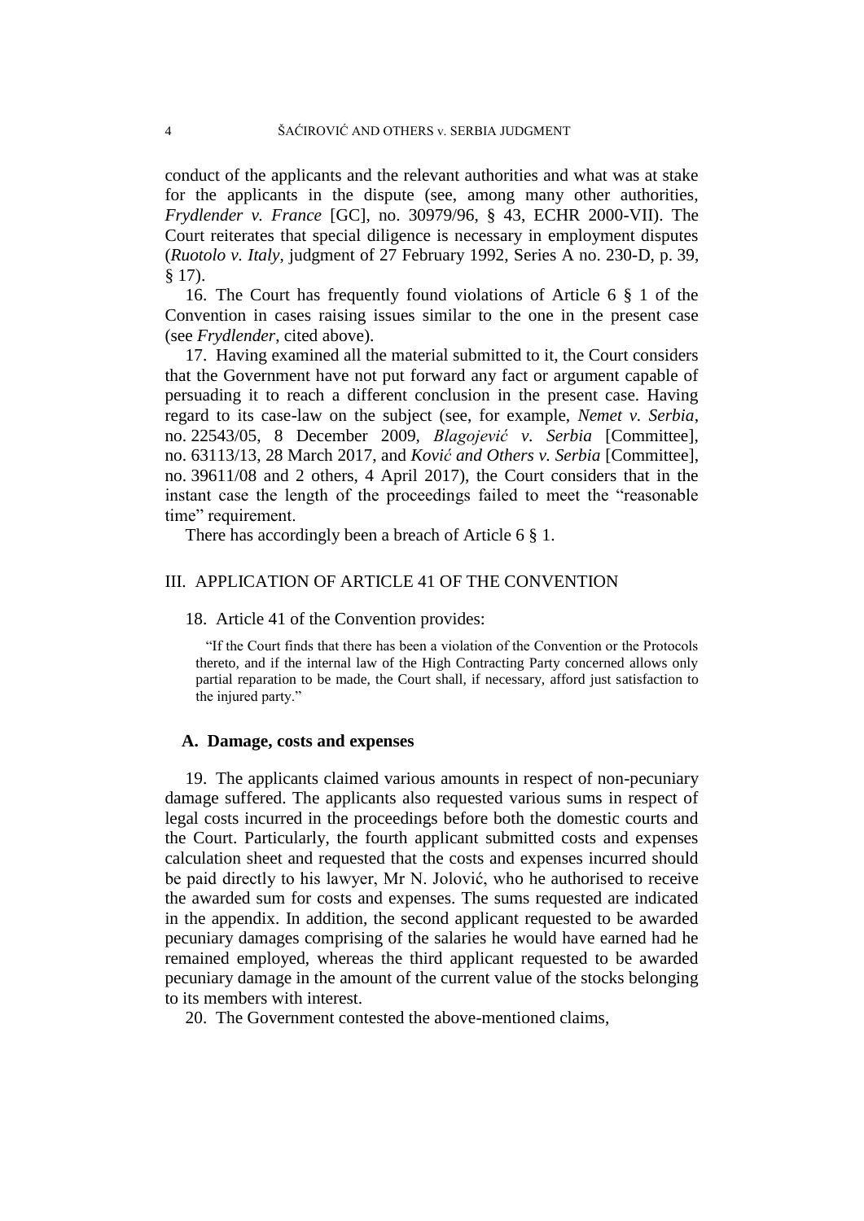conduct of the applicants and the relevant authorities and what was at stake for the applicants in the dispute (see, among many other authorities, *Frydlender v. France* [GC], no. 30979/96, § 43, ECHR 2000-VII). The Court reiterates that special diligence is necessary in employment disputes (*Ruotolo v. Italy*, judgment of 27 February 1992, Series A no. 230-D, p. 39, § 17).

16. The Court has frequently found violations of Article 6 § 1 of the Convention in cases raising issues similar to the one in the present case (see *Frydlender*, cited above).

17. Having examined all the material submitted to it, the Court considers that the Government have not put forward any fact or argument capable of persuading it to reach a different conclusion in the present case. Having regard to its case-law on the subject (see, for example, *Nemet v. Serbia*, no. 22543/05, 8 December 2009, *Blagojević v. Serbia* [Committee], no. 63113/13, 28 March 2017, and *Ković and Others v. Serbia* [Committee], no. 39611/08 and 2 others, 4 April 2017), the Court considers that in the instant case the length of the proceedings failed to meet the "reasonable time" requirement.

There has accordingly been a breach of Article 6 § 1.

## III. APPLICATION OF ARTICLE 41 OF THE CONVENTION

18. Article 41 of the Convention provides:

> "If the Court finds that there has been a violation of the Convention or the Protocols thereto, and if the internal law of the High Contracting Party concerned allows only partial reparation to be made, the Court shall, if necessary, afford just satisfaction to the injured party."

### A. Damage, costs and expenses

19. The applicants claimed various amounts in respect of non-pecuniary damage suffered. The applicants also requested various sums in respect of legal costs incurred in the proceedings before both the domestic courts and the Court. Particularly, the fourth applicant submitted costs and expenses calculation sheet and requested that the costs and expenses incurred should be paid directly to his lawyer, Mr N. Jolović, who he authorised to receive the awarded sum for costs and expenses. The sums requested are indicated in the appendix. In addition, the second applicant requested to be awarded pecuniary damages comprising of the salaries he would have earned had he remained employed, whereas the third applicant requested to be awarded pecuniary damage in the amount of the current value of the stocks belonging to its members with interest.

20. The Government contested the above-mentioned claims,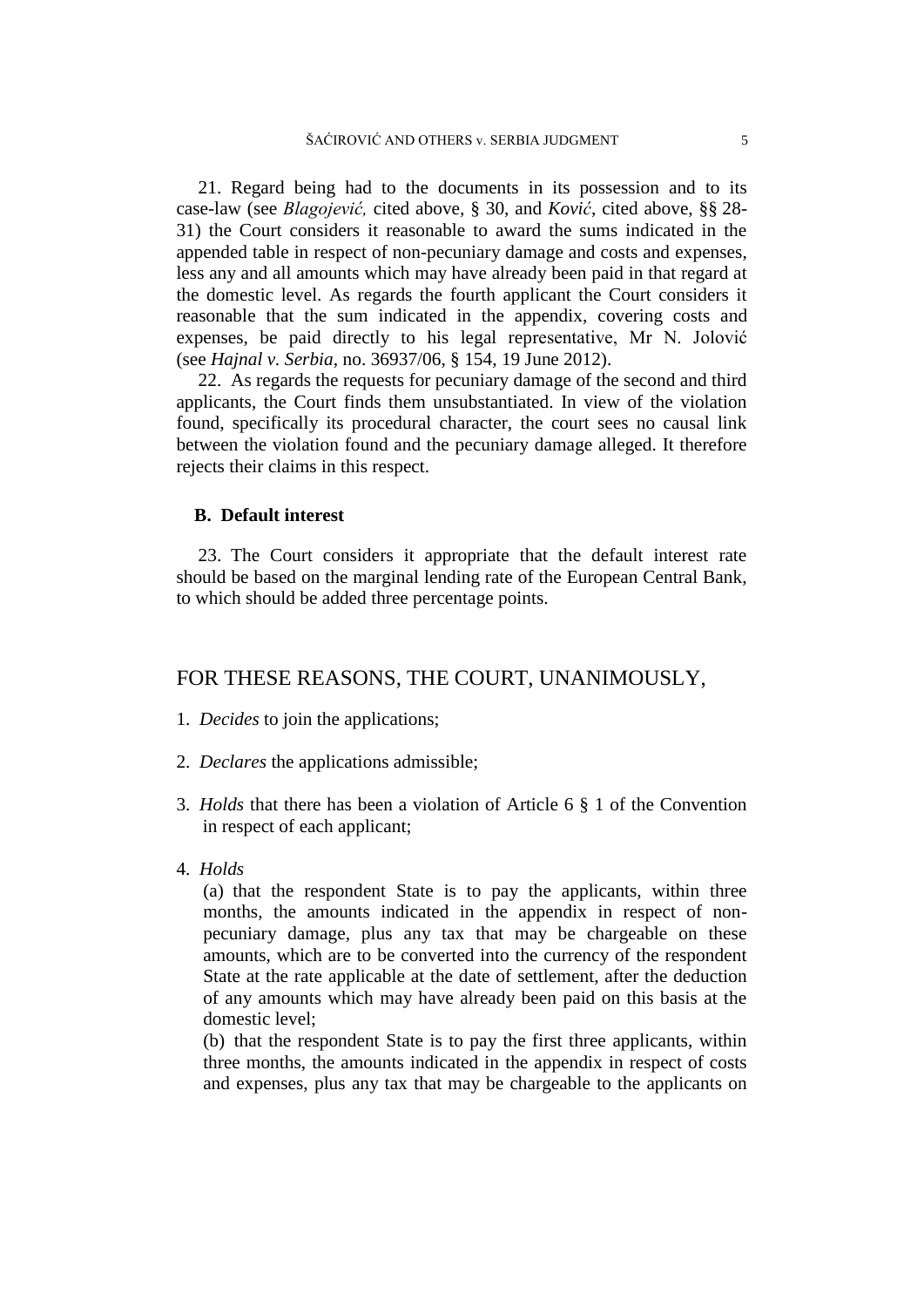21. Regard being had to the documents in its possession and to its case-law (see *Blagojević,* cited above, § 30, and *Ković*, cited above, §§ 28-31) the Court considers it reasonable to award the sums indicated in the appended table in respect of non-pecuniary damage and costs and expenses, less any and all amounts which may have already been paid in that regard at the domestic level. As regards the fourth applicant the Court considers it reasonable that the sum indicated in the appendix, covering costs and expenses, be paid directly to his legal representative, Mr N. Jolović (see *Hajnal v. Serbia*, no. 36937/06, § 154, 19 June 2012).

22. As regards the requests for pecuniary damage of the second and third applicants, the Court finds them unsubstantiated. In view of the violation found, specifically its procedural character, the court sees no causal link between the violation found and the pecuniary damage alleged. It therefore rejects their claims in this respect.

### B. Default interest

23. The Court considers it appropriate that the default interest rate should be based on the marginal lending rate of the European Central Bank, to which should be added three percentage points.

## FOR THESE REASONS, THE COURT, UNANIMOUSLY,

1. *Decides* to join the applications;

2. *Declares* the applications admissible;

3. *Holds* that there has been a violation of Article 6 § 1 of the Convention in respect of each applicant;

4. *Holds*

   (a) that the respondent State is to pay the applicants, within three months, the amounts indicated in the appendix in respect of non-pecuniary damage, plus any tax that may be chargeable on these amounts, which are to be converted into the currency of the respondent State at the rate applicable at the date of settlement, after the deduction of any amounts which may have already been paid on this basis at the domestic level;

   (b) that the respondent State is to pay the first three applicants, within three months, the amounts indicated in the appendix in respect of costs and expenses, plus any tax that may be chargeable to the applicants on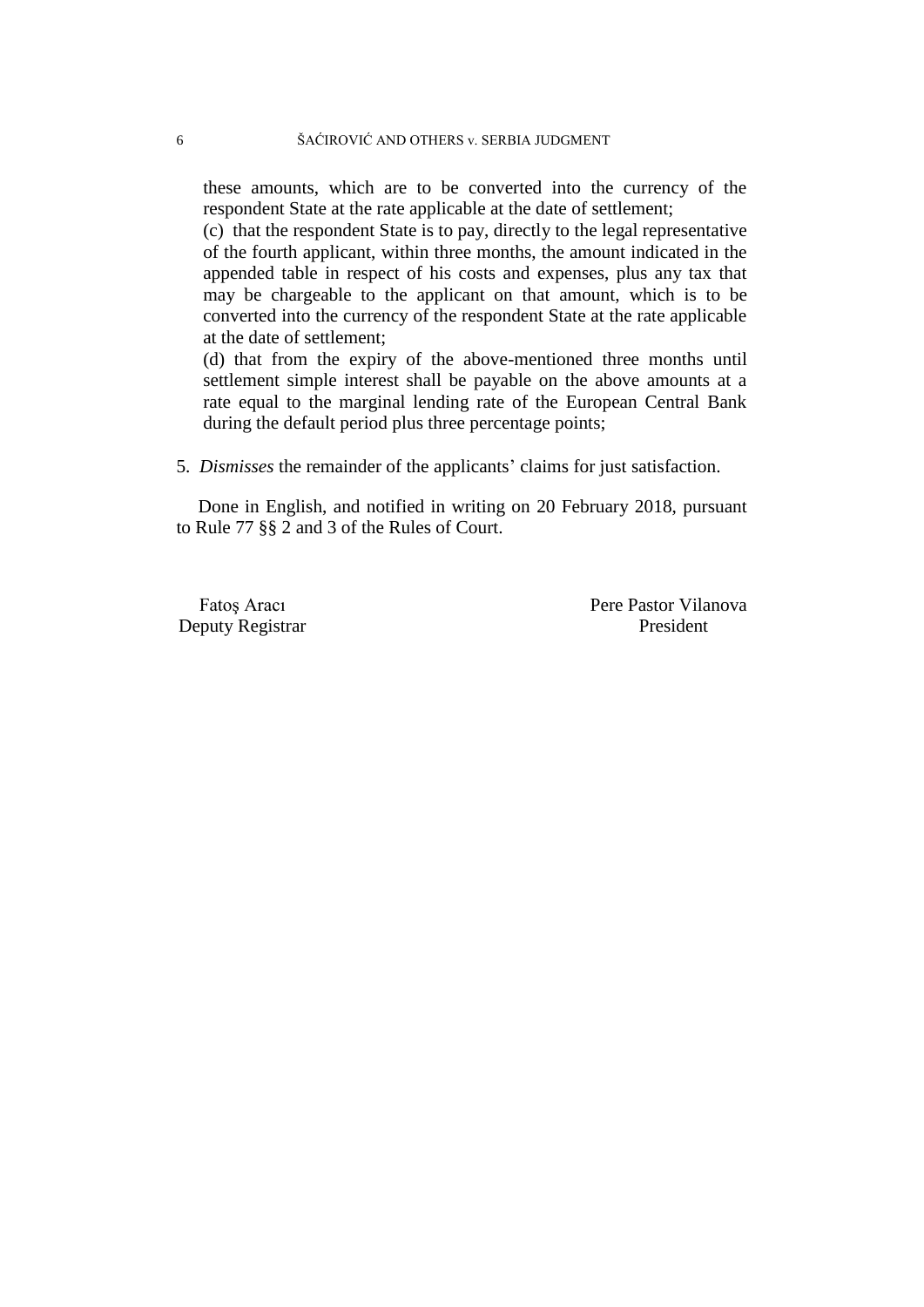these amounts, which are to be converted into the currency of the respondent State at the rate applicable at the date of settlement;

(c) that the respondent State is to pay, directly to the legal representative of the fourth applicant, within three months, the amount indicated in the appended table in respect of his costs and expenses, plus any tax that may be chargeable to the applicant on that amount, which is to be converted into the currency of the respondent State at the rate applicable at the date of settlement;

(d) that from the expiry of the above-mentioned three months until settlement simple interest shall be payable on the above amounts at a rate equal to the marginal lending rate of the European Central Bank during the default period plus three percentage points;

5. *Dismisses* the remainder of the applicants' claims for just satisfaction.

Done in English, and notified in writing on 20 February 2018, pursuant to Rule 77 §§ 2 and 3 of the Rules of Court.

Fatoş Aracı
Deputy Registrar

Pere Pastor Vilanova
President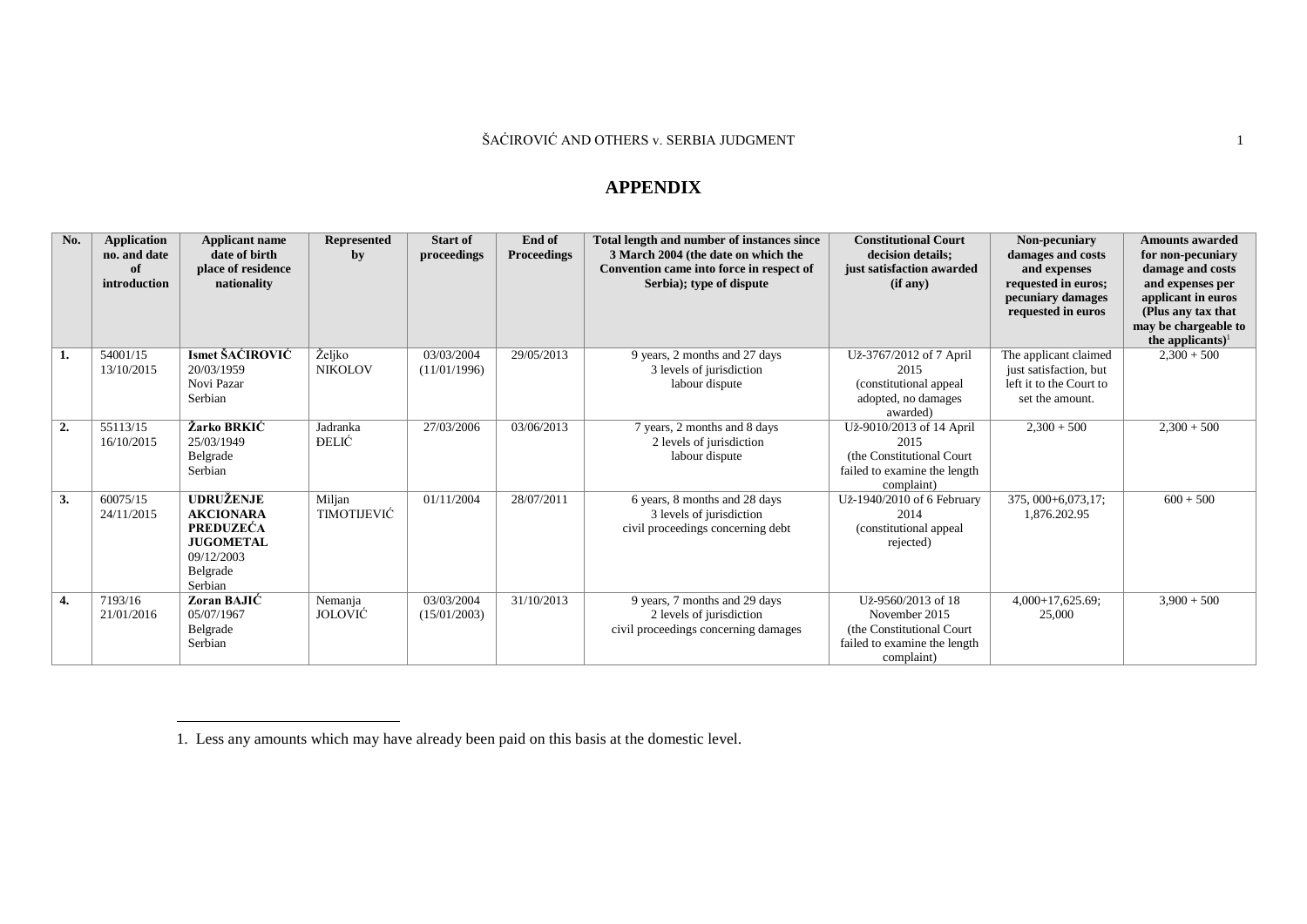## APPENDIX

| No. | Application no. and date of introduction | Applicant name date of birth place of residence nationality | Represented by | Start of proceedings | End of Proceedings | Total length and number of instances since 3 March 2004 (the date on which the Convention came into force in respect of Serbia); type of dispute | Constitutional Court decision details; just satisfaction awarded (if any) | Non-pecuniary damages and costs and expenses requested in euros; pecuniary damages requested in euros | Amounts awarded for non-pecuniary damage and costs and expenses per applicant in euros (Plus any tax that may be chargeable to the applicants)[1] |
|---|---|---|---|---|---|---|---|---|---|
| **1.** | 54001/15 13/10/2015 | **Ismet ŠAĆIROVIĆ** 20/03/1959 Novi Pazar Serbian | Željko NIKOLOV | 03/03/2004 (11/01/1996) | 29/05/2013 | 9 years, 2 months and 27 days 3 levels of jurisdiction labour dispute | Už-3767/2012 of 7 April 2015 (constitutional appeal adopted, no damages awarded) | The applicant claimed just satisfaction, but left it to the Court to set the amount. | 2,300 + 500 |
| **2.** | 55113/15 16/10/2015 | **Žarko BRKIĆ** 25/03/1949 Belgrade Serbian | Jadranka ĐELIĆ | 27/03/2006 | 03/06/2013 | 7 years, 2 months and 8 days 2 levels of jurisdiction labour dispute | Už-9010/2013 of 14 April 2015 (the Constitutional Court failed to examine the length complaint) | 2,300 + 500 | 2,300 + 500 |
| **3.** | 60075/15 24/11/2015 | **UDRUŽENJE AKCIONARA PREDUZEĆA JUGOMETAL** 09/12/2003 Belgrade Serbian | Miljan TIMOTIJEVIĆ | 01/11/2004 | 28/07/2011 | 6 years, 8 months and 28 days 3 levels of jurisdiction civil proceedings concerning debt | Už-1940/2010 of 6 February 2014 (constitutional appeal rejected) | 375, 000+6,073,17; 1,876.202.95 | 600 + 500 |
| **4.** | 7193/16 21/01/2016 | **Zoran BAJIĆ** 05/07/1967 Belgrade Serbian | Nemanja JOLOVIĆ | 03/03/2004 (15/01/2003) | 31/10/2013 | 9 years, 7 months and 29 days 2 levels of jurisdiction civil proceedings concerning damages | Už-9560/2013 of 18 November 2015 (the Constitutional Court failed to examine the length complaint) | 4,000+17,625.69; 25,000 | 3,900 + 500 |

1. Less any amounts which may have already been paid on this basis at the domestic level.